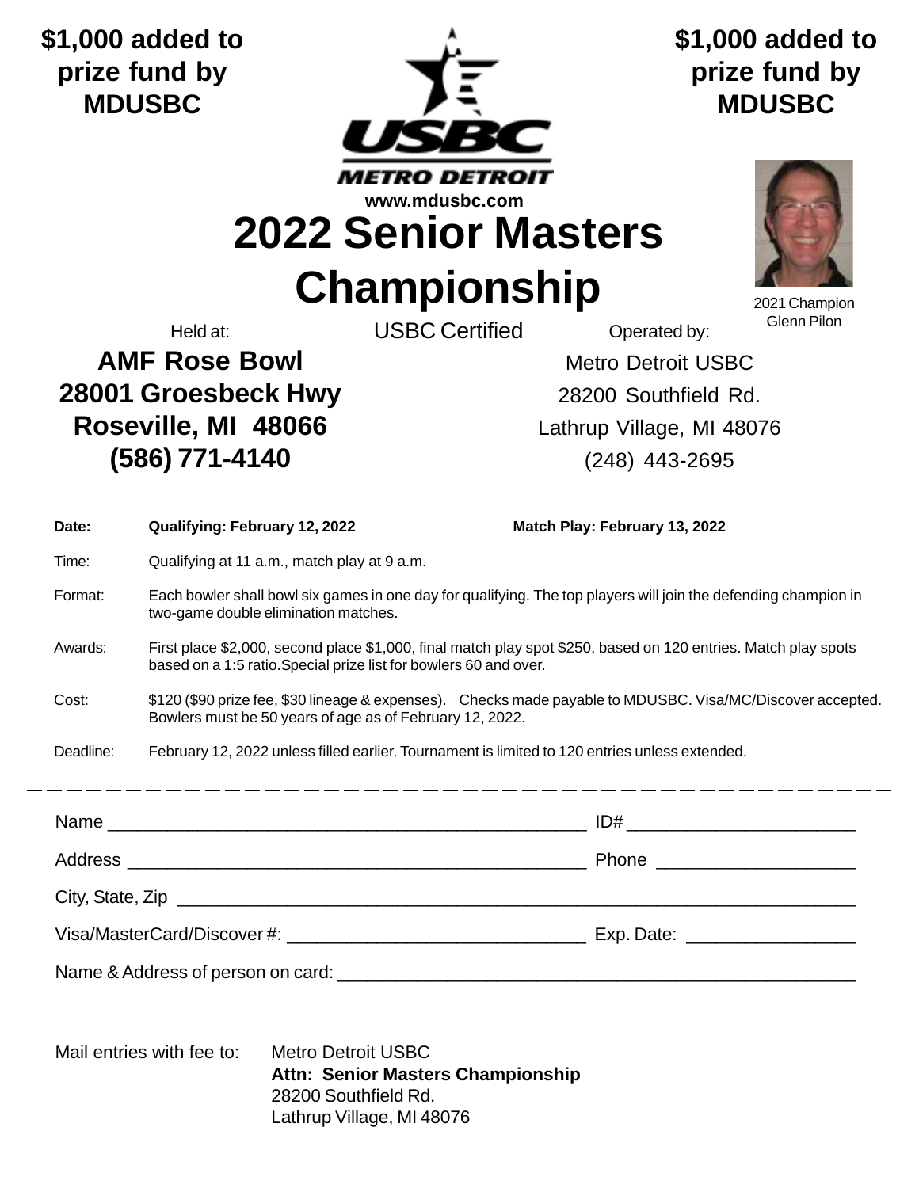**$1,000 added to prize fund by MDUSBC**

**$1,000 added to prize fund by MDUSBC**

USBC METRO DETROIT

www.mdusbc.com

# 2022 Senior Masters Championship

2021 Champion Glenn Pilon

USBC Certified

Held at:

**AMF Rose Bowl**
**28001 Groesbeck Hwy**
**Roseville, MI 48066**
**(586) 771-4140**

Operated by:

Metro Detroit USBC
28200 Southfield Rd.
Lathrup Village, MI 48076
(248) 443-2695

| | | |
|---|---|---|
| **Date:** | **Qualifying: February 12, 2022** | **Match Play: February 13, 2022** |
| Time: | Qualifying at 11 a.m., match play at 9 a.m. | |
| Format: | Each bowler shall bowl six games in one day for qualifying. The top players will join the defending champion in two-game double elimination matches. | |
| Awards: | First place $2,000, second place $1,000, final match play spot $250, based on 120 entries. Match play spots based on a 1:5 ratio.Special prize list for bowlers 60 and over. | |
| Cost: | $120 ($90 prize fee, $30 lineage & expenses). Checks made payable to MDUSBC. Visa/MC/Discover accepted. Bowlers must be 50 years of age as of February 12, 2022. | |
| Deadline: | February 12, 2022 unless filled earlier. Tournament is limited to 120 entries unless extended. | |

---

Name ______________________________ ID# ______________________

Address ______________________________ Phone ____________________

City, State, Zip ______________________________________________

Visa/MasterCard/Discover #: ______________________________ Exp. Date: _________________

Name & Address of person on card: ______________________________________________

Mail entries with fee to:

Metro Detroit USBC
**Attn: Senior Masters Championship**
28200 Southfield Rd.
Lathrup Village, MI 48076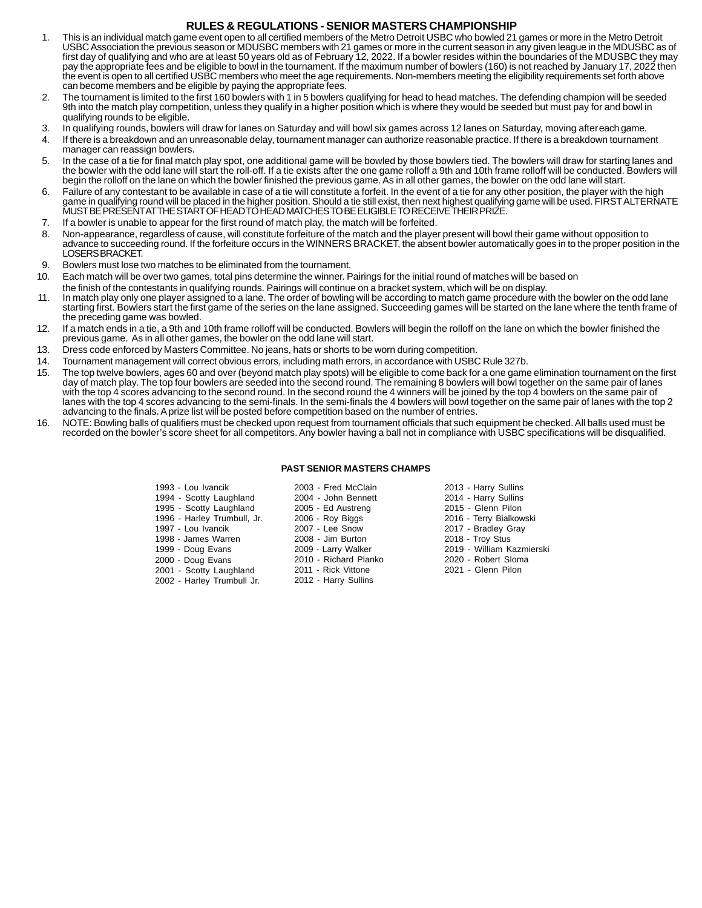# RULES & REGULATIONS - SENIOR MASTERS CHAMPIONSHIP

1. This is an individual match game event open to all certified members of the Metro Detroit USBC who bowled 21 games or more in the Metro Detroit USBC Association the previous season or MDUSBC members with 21 games or more in the current season in any given league in the MDUSBC as of first day of qualifying and who are at least 50 years old as of February 12, 2022. If a bowler resides within the boundaries of the MDUSBC they may pay the appropriate fees and be eligible to bowl in the tournament. If the maximum number of bowlers (160) is not reached by January 17, 2022 then the event is open to all certified USBC members who meet the age requirements. Non-members meeting the eligibility requirements set forth above can become members and be eligible by paying the appropriate fees.
2. The tournament is limited to the first 160 bowlers with 1 in 5 bowlers qualifying for head to head matches. The defending champion will be seeded 9th into the match play competition, unless they qualify in a higher position which is where they would be seeded but must pay for and bowl in qualifying rounds to be eligible.
3. In qualifying rounds, bowlers will draw for lanes on Saturday and will bowl six games across 12 lanes on Saturday, moving after each game.
4. If there is a breakdown and an unreasonable delay, tournament manager can authorize reasonable practice. If there is a breakdown tournament manager can reassign bowlers.
5. In the case of a tie for final match play spot, one additional game will be bowled by those bowlers tied. The bowlers will draw for starting lanes and the bowler with the odd lane will start the roll-off. If a tie exists after the one game rolloff a 9th and 10th frame rolloff will be conducted. Bowlers will begin the rolloff on the lane on which the bowler finished the previous game. As in all other games, the bowler on the odd lane will start.
6. Failure of any contestant to be available in case of a tie will constitute a forfeit. In the event of a tie for any other position, the player with the high game in qualifying round will be placed in the higher position. Should a tie still exist, then next highest qualifying game will be used. FIRST ALTERNATE MUST BE PRESENT AT THE START OF HEAD TO HEAD MATCHES TO BE ELIGIBLE TO RECEIVE THEIR PRIZE.
7. If a bowler is unable to appear for the first round of match play, the match will be forfeited.
8. Non-appearance, regardless of cause, will constitute forfeiture of the match and the player present will bowl their game without opposition to advance to succeeding round. If the forfeiture occurs in the WINNERS BRACKET, the absent bowler automatically goes in to the proper position in the LOSERS BRACKET.
9. Bowlers must lose two matches to be eliminated from the tournament.
10. Each match will be over two games, total pins determine the winner. Pairings for the initial round of matches will be based on the finish of the contestants in qualifying rounds. Pairings will continue on a bracket system, which will be on display.
11. In match play only one player assigned to a lane. The order of bowling will be according to match game procedure with the bowler on the odd lane starting first. Bowlers start the first game of the series on the lane assigned. Succeeding games will be started on the lane where the tenth frame of the preceding game was bowled.
12. If a match ends in a tie, a 9th and 10th frame rolloff will be conducted. Bowlers will begin the rolloff on the lane on which the bowler finished the previous game. As in all other games, the bowler on the odd lane will start.
13. Dress code enforced by Masters Committee. No jeans, hats or shorts to be worn during competition.
14. Tournament management will correct obvious errors, including math errors, in accordance with USBC Rule 327b.
15. The top twelve bowlers, ages 60 and over (beyond match play spots) will be eligible to come back for a one game elimination tournament on the first day of match play. The top four bowlers are seeded into the second round. The remaining 8 bowlers will bowl together on the same pair of lanes with the top 4 scores advancing to the second round. In the second round the 4 winners will be joined by the top 4 bowlers on the same pair of lanes with the top 4 scores advancing to the semi-finals. In the semi-finals the 4 bowlers will bowl together on the same pair of lanes with the top 2 advancing to the finals. A prize list will be posted before competition based on the number of entries.
16. NOTE: Bowling balls of qualifiers must be checked upon request from tournament officials that such equipment be checked. All balls used must be recorded on the bowler's score sheet for all competitors. Any bowler having a ball not in compliance with USBC specifications will be disqualified.

**PAST SENIOR MASTERS CHAMPS**

1993 - Lou Ivancik
1994 - Scotty Laughland
1995 - Scotty Laughland
1996 - Harley Trumbull, Jr.
1997 - Lou Ivancik
1998 - James Warren
1999 - Doug Evans
2000 - Doug Evans
2001 - Scotty Laughland
2002 - Harley Trumbull Jr.
2003 - Fred McClain
2004 - John Bennett
2005 - Ed Austreng
2006 - Roy Biggs
2007 - Lee Snow
2008 - Jim Burton
2009 - Larry Walker
2010 - Richard Planko
2011 - Rick Vittone
2012 - Harry Sullins
2013 - Harry Sullins
2014 - Harry Sullins
2015 - Glenn Pilon
2016 - Terry Bialkowski
2017 - Bradley Gray
2018 - Troy Stus
2019 - William Kazmierski
2020 - Robert Sloma
2021 - Glenn Pilon